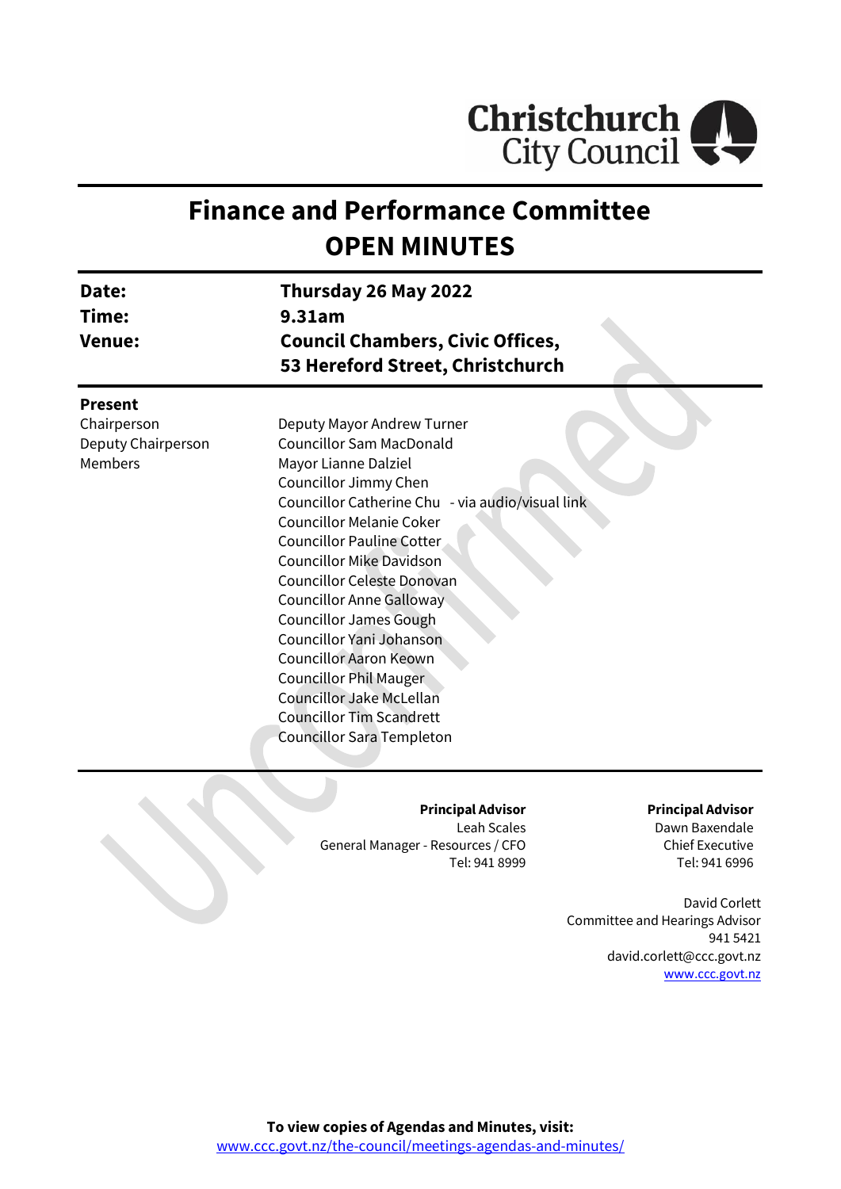Christchurch City Council

# Finance and Performance Committee
# OPEN MINUTES

| | |
|---|---|
| **Date:** | **Thursday 26 May 2022** |
| **Time:** | **9.31am** |
| **Venue:** | **Council Chambers, Civic Offices, 53 Hereford Street, Christchurch** |

**Present**

| | |
|---|---|
| Chairperson | Deputy Mayor Andrew Turner |
| Deputy Chairperson | Councillor Sam MacDonald |
| Members | Mayor Lianne Dalziel |
| | Councillor Jimmy Chen |
| | Councillor Catherine Chu - via audio/visual link |
| | Councillor Melanie Coker |
| | Councillor Pauline Cotter |
| | Councillor Mike Davidson |
| | Councillor Celeste Donovan |
| | Councillor Anne Galloway |
| | Councillor James Gough |
| | Councillor Yani Johanson |
| | Councillor Aaron Keown |
| | Councillor Phil Mauger |
| | Councillor Jake McLellan |
| | Councillor Tim Scandrett |
| | Councillor Sara Templeton |

**Principal Advisor**
Leah Scales
General Manager - Resources / CFO
Tel: 941 8999

**Principal Advisor**
Dawn Baxendale
Chief Executive
Tel: 941 6996

David Corlett
Committee and Hearings Advisor
941 5421
david.corlett@ccc.govt.nz
www.ccc.govt.nz

**To view copies of Agendas and Minutes, visit:**
www.ccc.govt.nz/the-council/meetings-agendas-and-minutes/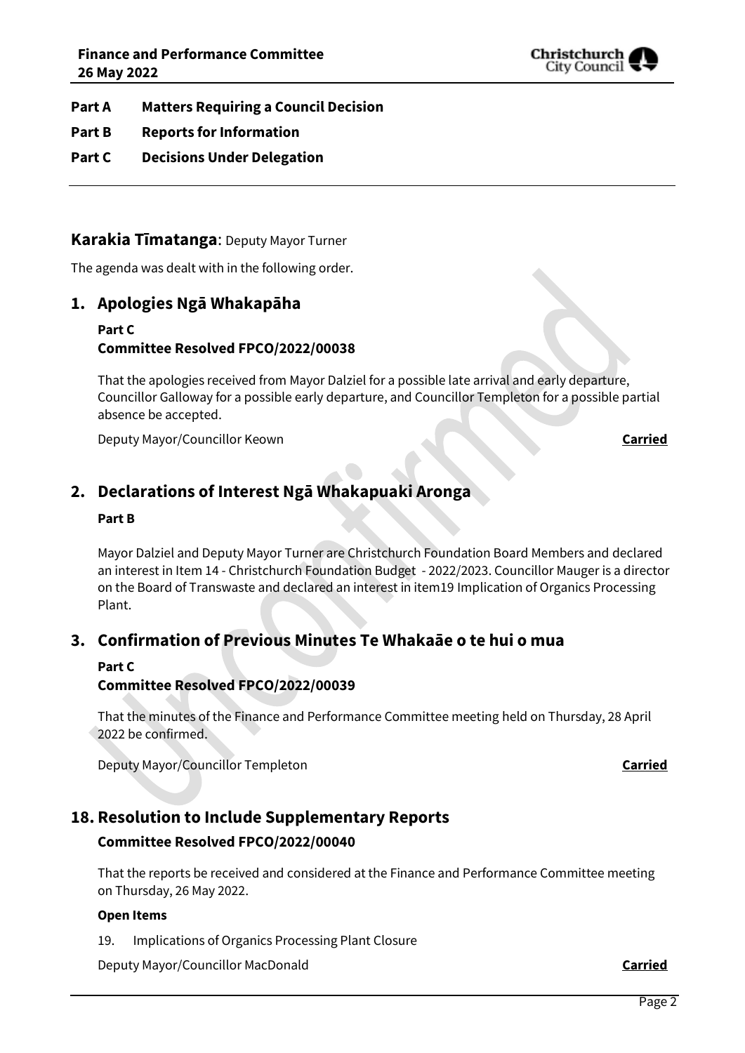**Part A** **Matters Requiring a Council Decision**

**Part B** **Reports for Information**

**Part C** **Decisions Under Delegation**

---

## Karakia Tīmatanga: Deputy Mayor Turner

The agenda was dealt with in the following order.

## 1. Apologies Ngā Whakapāha

**Part C**
**Committee Resolved FPCO/2022/00038**

That the apologies received from Mayor Dalziel for a possible late arrival and early departure, Councillor Galloway for a possible early departure, and Councillor Templeton for a possible partial absence be accepted.

Deputy Mayor/Councillor Keown **Carried**

## 2. Declarations of Interest Ngā Whakapuaki Aronga

**Part B**

Mayor Dalziel and Deputy Mayor Turner are Christchurch Foundation Board Members and declared an interest in Item 14 - Christchurch Foundation Budget - 2022/2023. Councillor Mauger is a director on the Board of Transwaste and declared an interest in item19 Implication of Organics Processing Plant.

## 3. Confirmation of Previous Minutes Te Whakaāe o te hui o mua

**Part C**
**Committee Resolved FPCO/2022/00039**

That the minutes of the Finance and Performance Committee meeting held on Thursday, 28 April 2022 be confirmed.

Deputy Mayor/Councillor Templeton **Carried**

## 18. Resolution to Include Supplementary Reports

**Committee Resolved FPCO/2022/00040**

That the reports be received and considered at the Finance and Performance Committee meeting on Thursday, 26 May 2022.

**Open Items**

19. Implications of Organics Processing Plant Closure

Deputy Mayor/Councillor MacDonald **Carried**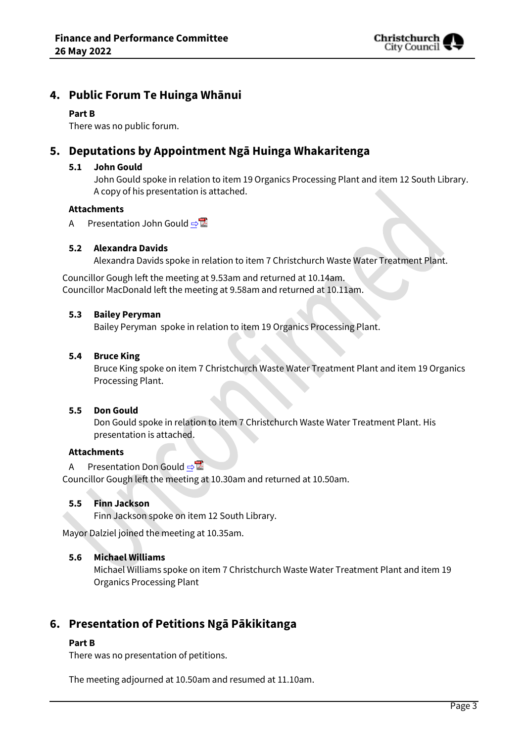## 4. Public Forum Te Huinga Whānui

**Part B**

There was no public forum.

## 5. Deputations by Appointment Ngā Huinga Whakaritenga

### 5.1 John Gould

John Gould spoke in relation to item 19 Organics Processing Plant and item 12 South Library. A copy of his presentation is attached.

**Attachments**

A Presentation John Gould

### 5.2 Alexandra Davids

Alexandra Davids spoke in relation to item 7 Christchurch Waste Water Treatment Plant.

Councillor Gough left the meeting at 9.53am and returned at 10.14am.
Councillor MacDonald left the meeting at 9.58am and returned at 10.11am.

### 5.3 Bailey Peryman

Bailey Peryman spoke in relation to item 19 Organics Processing Plant.

### 5.4 Bruce King

Bruce King spoke on item 7 Christchurch Waste Water Treatment Plant and item 19 Organics Processing Plant.

### 5.5 Don Gould

Don Gould spoke in relation to item 7 Christchurch Waste Water Treatment Plant. His presentation is attached.

**Attachments**

A Presentation Don Gould

Councillor Gough left the meeting at 10.30am and returned at 10.50am.

### 5.5 Finn Jackson

Finn Jackson spoke on item 12 South Library.

Mayor Dalziel joined the meeting at 10.35am.

### 5.6 Michael Williams

Michael Williams spoke on item 7 Christchurch Waste Water Treatment Plant and item 19 Organics Processing Plant

## 6. Presentation of Petitions Ngā Pākikitanga

**Part B**

There was no presentation of petitions.

The meeting adjourned at 10.50am and resumed at 11.10am.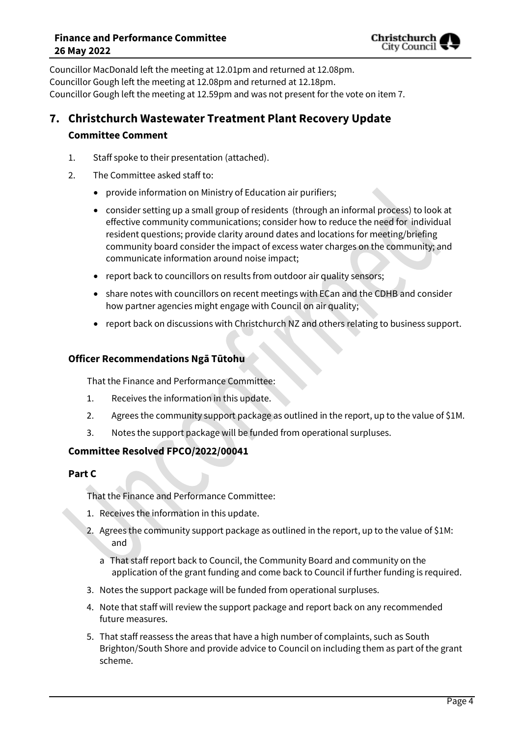Councillor MacDonald left the meeting at 12.01pm and returned at 12.08pm.
Councillor Gough left the meeting at 12.08pm and returned at 12.18pm.
Councillor Gough left the meeting at 12.59pm and was not present for the vote on item 7.

## 7. Christchurch Wastewater Treatment Plant Recovery Update

### Committee Comment

1. Staff spoke to their presentation (attached).
2. The Committee asked staff to:
   - provide information on Ministry of Education air purifiers;
   - consider setting up a small group of residents (through an informal process) to look at effective community communications; consider how to reduce the need for individual resident questions; provide clarity around dates and locations for meeting/briefing community board consider the impact of excess water charges on the community; and communicate information around noise impact;
   - report back to councillors on results from outdoor air quality sensors;
   - share notes with councillors on recent meetings with ECan and the CDHB and consider how partner agencies might engage with Council on air quality;
   - report back on discussions with Christchurch NZ and others relating to business support.

### Officer Recommendations Ngā Tūtohu

That the Finance and Performance Committee:

1. Receives the information in this update.
2. Agrees the community support package as outlined in the report, up to the value of $1M.
3. Notes the support package will be funded from operational surpluses.

### Committee Resolved FPCO/2022/00041

### Part C

That the Finance and Performance Committee:

1. Receives the information in this update.
2. Agrees the community support package as outlined in the report, up to the value of $1M: and
   a That staff report back to Council, the Community Board and community on the application of the grant funding and come back to Council if further funding is required.
3. Notes the support package will be funded from operational surpluses.
4. Note that staff will review the support package and report back on any recommended future measures.
5. That staff reassess the areas that have a high number of complaints, such as South Brighton/South Shore and provide advice to Council on including them as part of the grant scheme.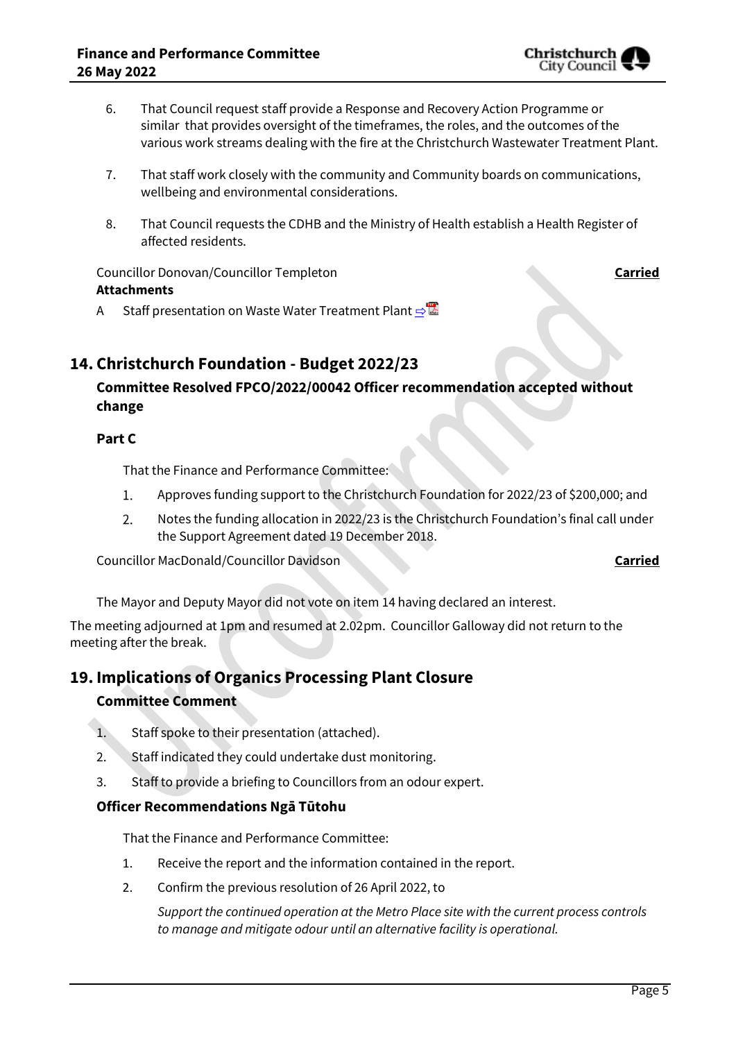6. That Council request staff provide a Response and Recovery Action Programme or similar that provides oversight of the timeframes, the roles, and the outcomes of the various work streams dealing with the fire at the Christchurch Wastewater Treatment Plant.
7. That staff work closely with the community and Community boards on communications, wellbeing and environmental considerations.
8. That Council requests the CDHB and the Ministry of Health establish a Health Register of affected residents.

Councillor Donovan/Councillor Templeton **Carried**

**Attachments**

A Staff presentation on Waste Water Treatment Plant ⇨

## 14. Christchurch Foundation - Budget 2022/23

### Committee Resolved FPCO/2022/00042 Officer recommendation accepted without change

#### Part C

That the Finance and Performance Committee:

1. Approves funding support to the Christchurch Foundation for 2022/23 of $200,000; and
2. Notes the funding allocation in 2022/23 is the Christchurch Foundation's final call under the Support Agreement dated 19 December 2018.

Councillor MacDonald/Councillor Davidson **Carried**

The Mayor and Deputy Mayor did not vote on item 14 having declared an interest.

The meeting adjourned at 1pm and resumed at 2.02pm. Councillor Galloway did not return to the meeting after the break.

## 19. Implications of Organics Processing Plant Closure

### Committee Comment

1. Staff spoke to their presentation (attached).
2. Staff indicated they could undertake dust monitoring.
3. Staff to provide a briefing to Councillors from an odour expert.

### Officer Recommendations Ngā Tūtohu

That the Finance and Performance Committee:

1. Receive the report and the information contained in the report.
2. Confirm the previous resolution of 26 April 2022, to

   *Support the continued operation at the Metro Place site with the current process controls to manage and mitigate odour until an alternative facility is operational.*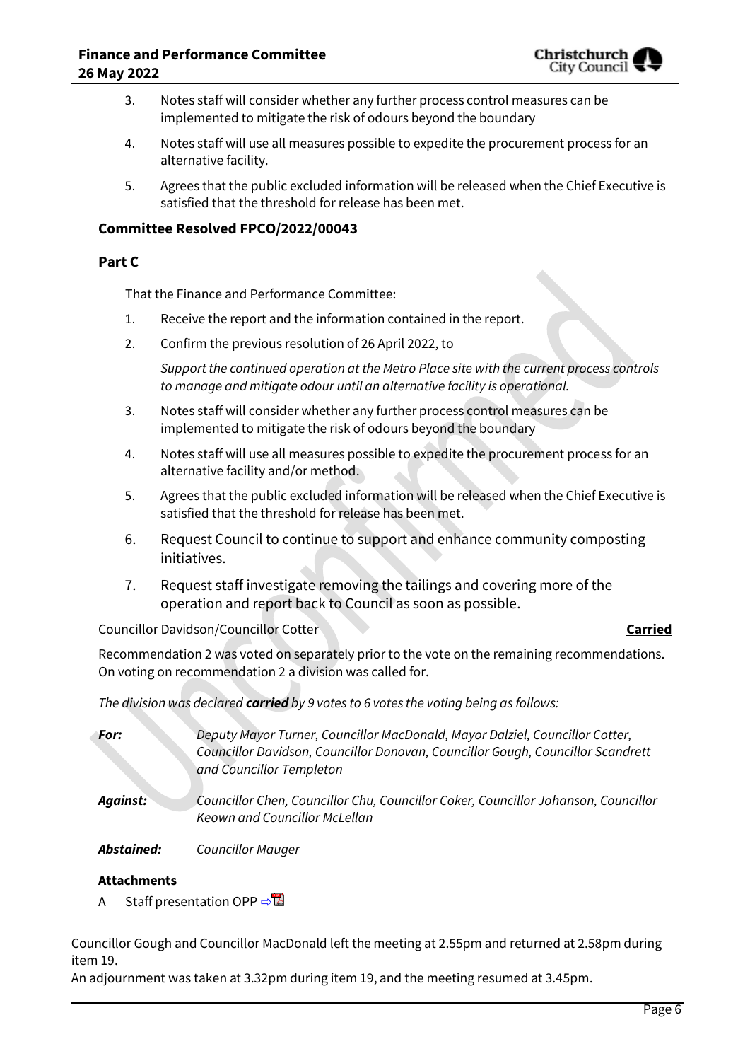3. Notes staff will consider whether any further process control measures can be implemented to mitigate the risk of odours beyond the boundary
4. Notes staff will use all measures possible to expedite the procurement process for an alternative facility.
5. Agrees that the public excluded information will be released when the Chief Executive is satisfied that the threshold for release has been met.

### Committee Resolved FPCO/2022/00043

### Part C

That the Finance and Performance Committee:

1. Receive the report and the information contained in the report.
2. Confirm the previous resolution of 26 April 2022, to

   *Support the continued operation at the Metro Place site with the current process controls to manage and mitigate odour until an alternative facility is operational.*

3. Notes staff will consider whether any further process control measures can be implemented to mitigate the risk of odours beyond the boundary
4. Notes staff will use all measures possible to expedite the procurement process for an alternative facility and/or method.
5. Agrees that the public excluded information will be released when the Chief Executive is satisfied that the threshold for release has been met.
6. Request Council to continue to support and enhance community composting initiatives.
7. Request staff investigate removing the tailings and covering more of the operation and report back to Council as soon as possible.

Councillor Davidson/Councillor Cotter **Carried**

Recommendation 2 was voted on separately prior to the vote on the remaining recommendations. On voting on recommendation 2 a division was called for.

*The division was declared* ***carried*** *by 9 votes to 6 votes the voting being as follows:*

***For:*** *Deputy Mayor Turner, Councillor MacDonald, Mayor Dalziel, Councillor Cotter, Councillor Davidson, Councillor Donovan, Councillor Gough, Councillor Scandrett and Councillor Templeton*

***Against:*** *Councillor Chen, Councillor Chu, Councillor Coker, Councillor Johanson, Councillor Keown and Councillor McLellan*

***Abstained:*** *Councillor Mauger*

**Attachments**

A Staff presentation OPP

Councillor Gough and Councillor MacDonald left the meeting at 2.55pm and returned at 2.58pm during item 19.

An adjournment was taken at 3.32pm during item 19, and the meeting resumed at 3.45pm.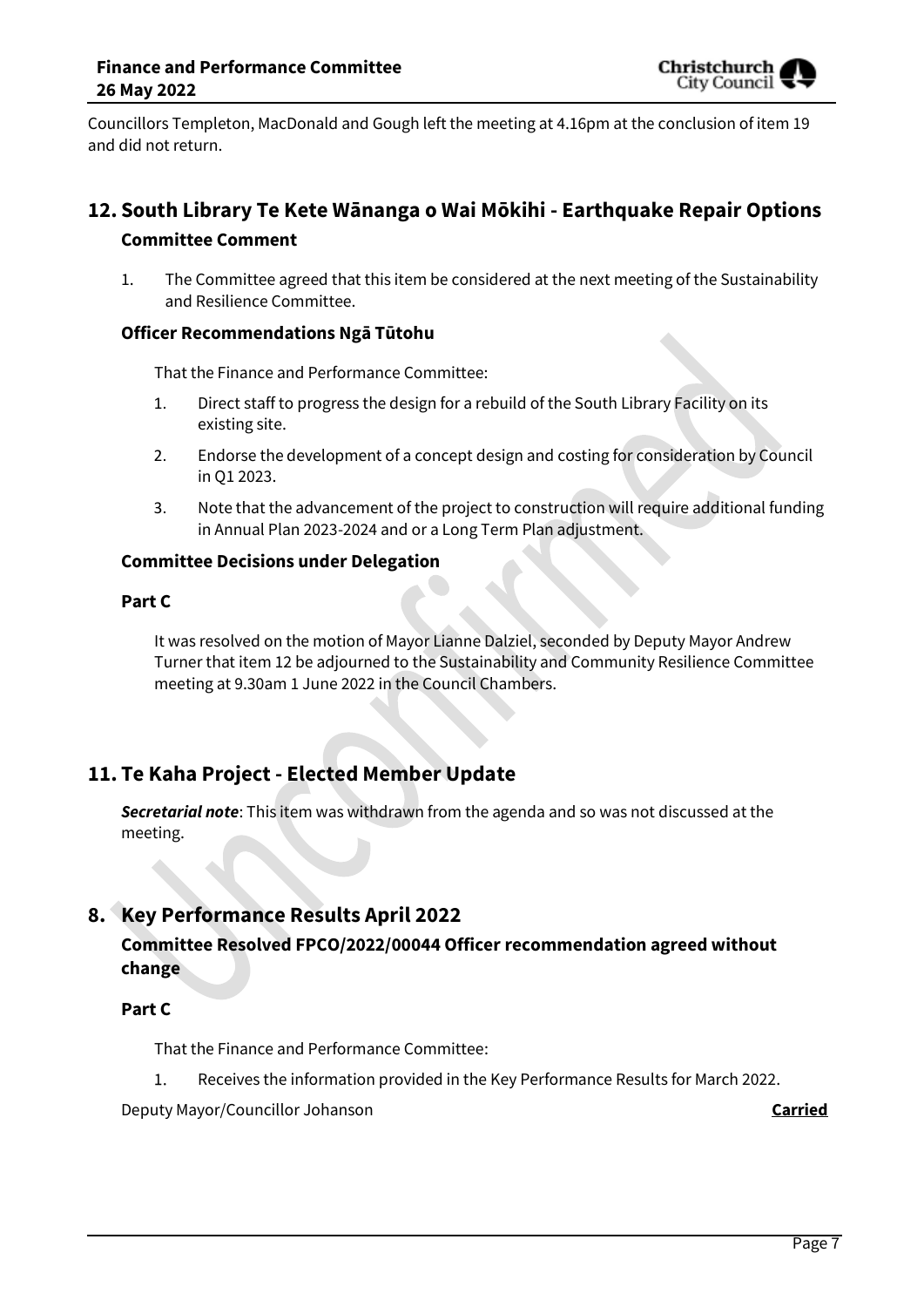Councillors Templeton, MacDonald and Gough left the meeting at 4.16pm at the conclusion of item 19 and did not return.

## 12. South Library Te Kete Wānanga o Wai Mōkihi - Earthquake Repair Options

### Committee Comment

1. The Committee agreed that this item be considered at the next meeting of the Sustainability and Resilience Committee.

### Officer Recommendations Ngā Tūtohu

That the Finance and Performance Committee:

1. Direct staff to progress the design for a rebuild of the South Library Facility on its existing site.
2. Endorse the development of a concept design and costing for consideration by Council in Q1 2023.
3. Note that the advancement of the project to construction will require additional funding in Annual Plan 2023-2024 and or a Long Term Plan adjustment.

### Committee Decisions under Delegation

**Part C**

It was resolved on the motion of Mayor Lianne Dalziel, seconded by Deputy Mayor Andrew Turner that item 12 be adjourned to the Sustainability and Community Resilience Committee meeting at 9.30am 1 June 2022 in the Council Chambers.

## 11. Te Kaha Project - Elected Member Update

***Secretarial note***: This item was withdrawn from the agenda and so was not discussed at the meeting.

## 8. Key Performance Results April 2022

### Committee Resolved FPCO/2022/00044 Officer recommendation agreed without change

**Part C**

That the Finance and Performance Committee:

1. Receives the information provided in the Key Performance Results for March 2022.

Deputy Mayor/Councillor Johanson **Carried**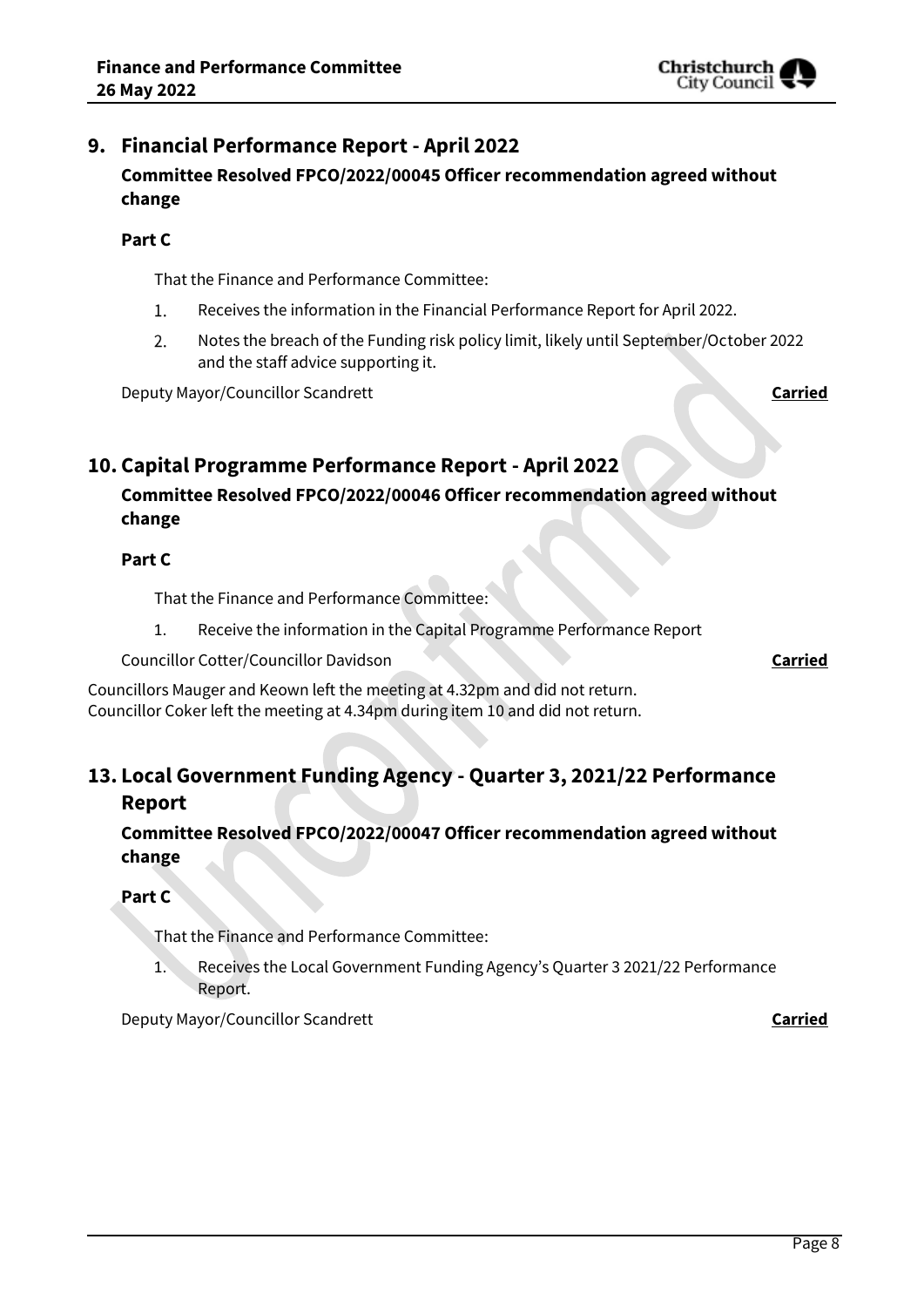# 9. Financial Performance Report - April 2022

## Committee Resolved FPCO/2022/00045 Officer recommendation agreed without change

**Part C**

That the Finance and Performance Committee:

1. Receives the information in the Financial Performance Report for April 2022.
2. Notes the breach of the Funding risk policy limit, likely until September/October 2022 and the staff advice supporting it.

Deputy Mayor/Councillor Scandrett **Carried**

# 10. Capital Programme Performance Report - April 2022

## Committee Resolved FPCO/2022/00046 Officer recommendation agreed without change

**Part C**

That the Finance and Performance Committee:

1. Receive the information in the Capital Programme Performance Report

Councillor Cotter/Councillor Davidson **Carried**

Councillors Mauger and Keown left the meeting at 4.32pm and did not return.
Councillor Coker left the meeting at 4.34pm during item 10 and did not return.

# 13. Local Government Funding Agency - Quarter 3, 2021/22 Performance Report

## Committee Resolved FPCO/2022/00047 Officer recommendation agreed without change

**Part C**

That the Finance and Performance Committee:

1. Receives the Local Government Funding Agency's Quarter 3 2021/22 Performance Report.

Deputy Mayor/Councillor Scandrett **Carried**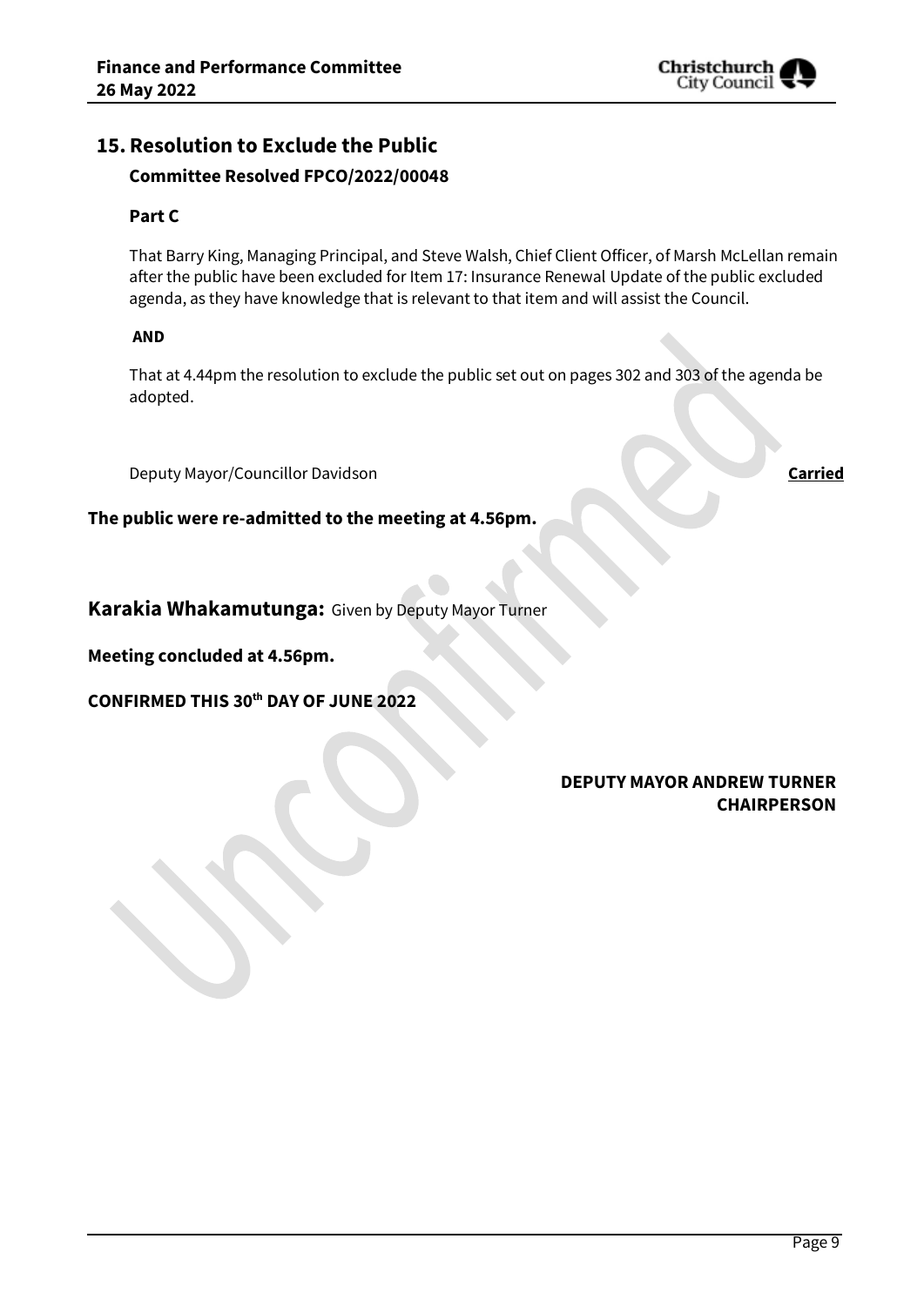## 15. Resolution to Exclude the Public

### Committee Resolved FPCO/2022/00048

#### Part C

That Barry King, Managing Principal, and Steve Walsh, Chief Client Officer, of Marsh McLellan remain after the public have been excluded for Item 17: Insurance Renewal Update of the public excluded agenda, as they have knowledge that is relevant to that item and will assist the Council.

**AND**

That at 4.44pm the resolution to exclude the public set out on pages 302 and 303 of the agenda be adopted.

Deputy Mayor/Councillor Davidson **Carried**

**The public were re-admitted to the meeting at 4.56pm.**

**Karakia Whakamutunga:** Given by Deputy Mayor Turner

**Meeting concluded at 4.56pm.**

**CONFIRMED THIS 30th DAY OF JUNE 2022**

**DEPUTY MAYOR ANDREW TURNER**
**CHAIRPERSON**